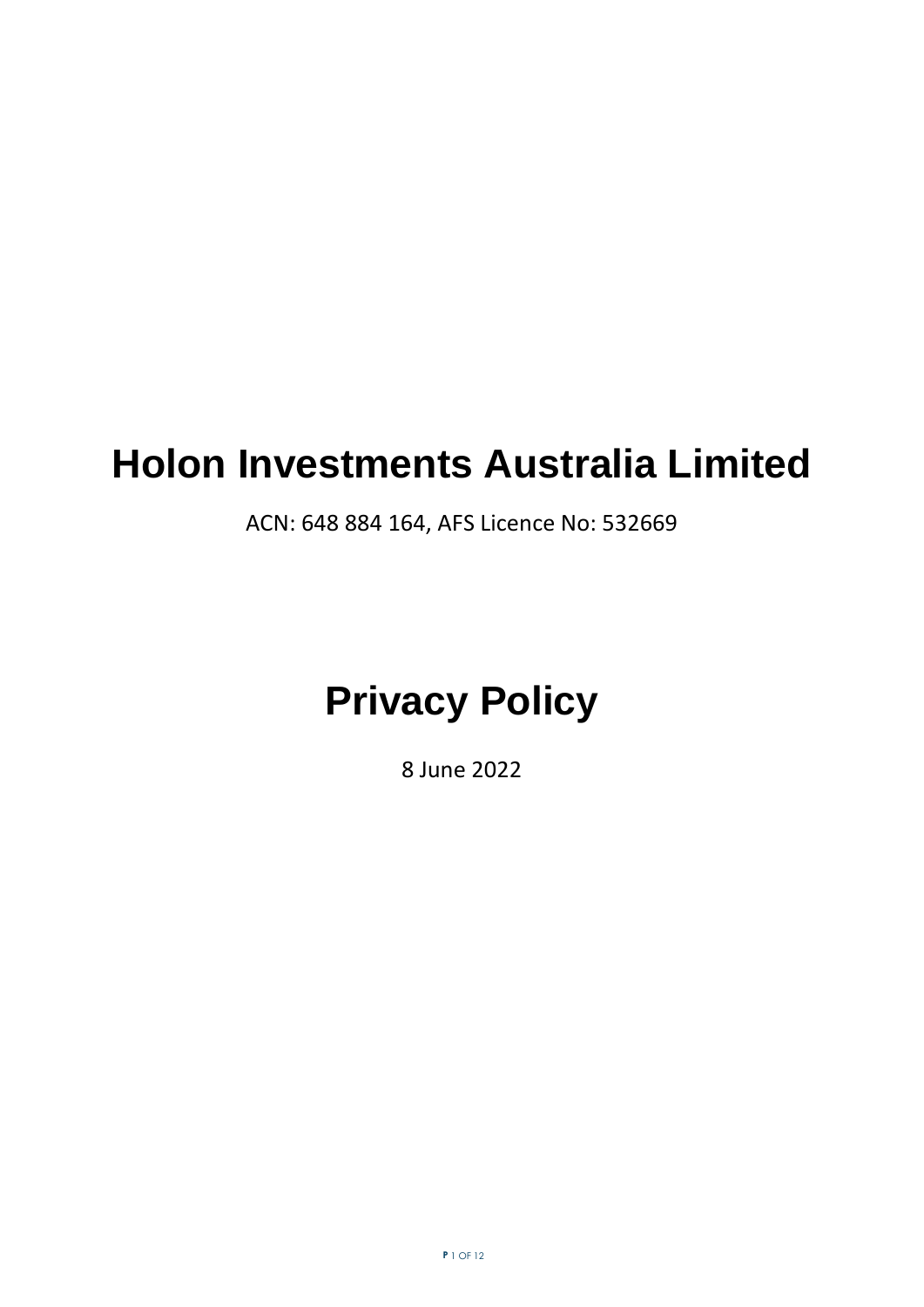# Holon Investments Australia Limited

ACN: 648 884 164, AFS Licence No: 532669

# Privacy Policy

8 June 2022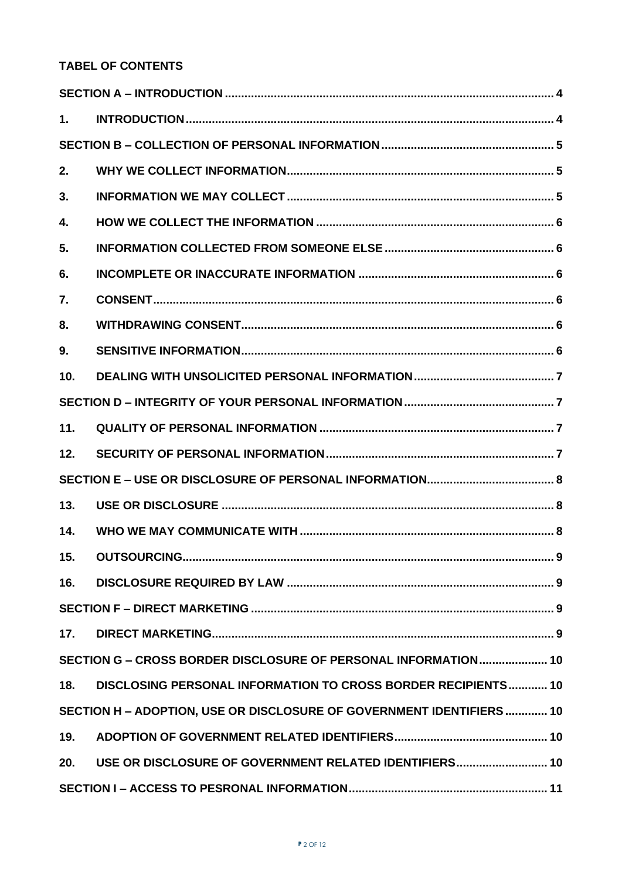**TABEL OF CONTENTS**

| | | |
|---|---|---|
| **SECTION A – INTRODUCTION** | | **4** |
| **1.** | **INTRODUCTION** | **4** |
| **SECTION B – COLLECTION OF PERSONAL INFORMATION** | | **5** |
| **2.** | **WHY WE COLLECT INFORMATION** | **5** |
| **3.** | **INFORMATION WE MAY COLLECT** | **5** |
| **4.** | **HOW WE COLLECT THE INFORMATION** | **6** |
| **5.** | **INFORMATION COLLECTED FROM SOMEONE ELSE** | **6** |
| **6.** | **INCOMPLETE OR INACCURATE INFORMATION** | **6** |
| **7.** | **CONSENT** | **6** |
| **8.** | **WITHDRAWING CONSENT** | **6** |
| **9.** | **SENSITIVE INFORMATION** | **6** |
| **10.** | **DEALING WITH UNSOLICITED PERSONAL INFORMATION** | **7** |
| **SECTION D – INTEGRITY OF YOUR PERSONAL INFORMATION** | | **7** |
| **11.** | **QUALITY OF PERSONAL INFORMATION** | **7** |
| **12.** | **SECURITY OF PERSONAL INFORMATION** | **7** |
| **SECTION E – USE OR DISCLOSURE OF PERSONAL INFORMATION** | | **8** |
| **13.** | **USE OR DISCLOSURE** | **8** |
| **14.** | **WHO WE MAY COMMUNICATE WITH** | **8** |
| **15.** | **OUTSOURCING** | **9** |
| **16.** | **DISCLOSURE REQUIRED BY LAW** | **9** |
| **SECTION F – DIRECT MARKETING** | | **9** |
| **17.** | **DIRECT MARKETING** | **9** |
| **SECTION G – CROSS BORDER DISCLOSURE OF PERSONAL INFORMATION** | | **10** |
| **18.** | **DISCLOSING PERSONAL INFORMATION TO CROSS BORDER RECIPIENTS** | **10** |
| **SECTION H – ADOPTION, USE OR DISCLOSURE OF GOVERNMENT IDENTIFIERS** | | **10** |
| **19.** | **ADOPTION OF GOVERNMENT RELATED IDENTIFIERS** | **10** |
| **20.** | **USE OR DISCLOSURE OF GOVERNMENT RELATED IDENTIFIERS** | **10** |
| **SECTION I – ACCESS TO PESRONAL INFORMATION** | | **11** |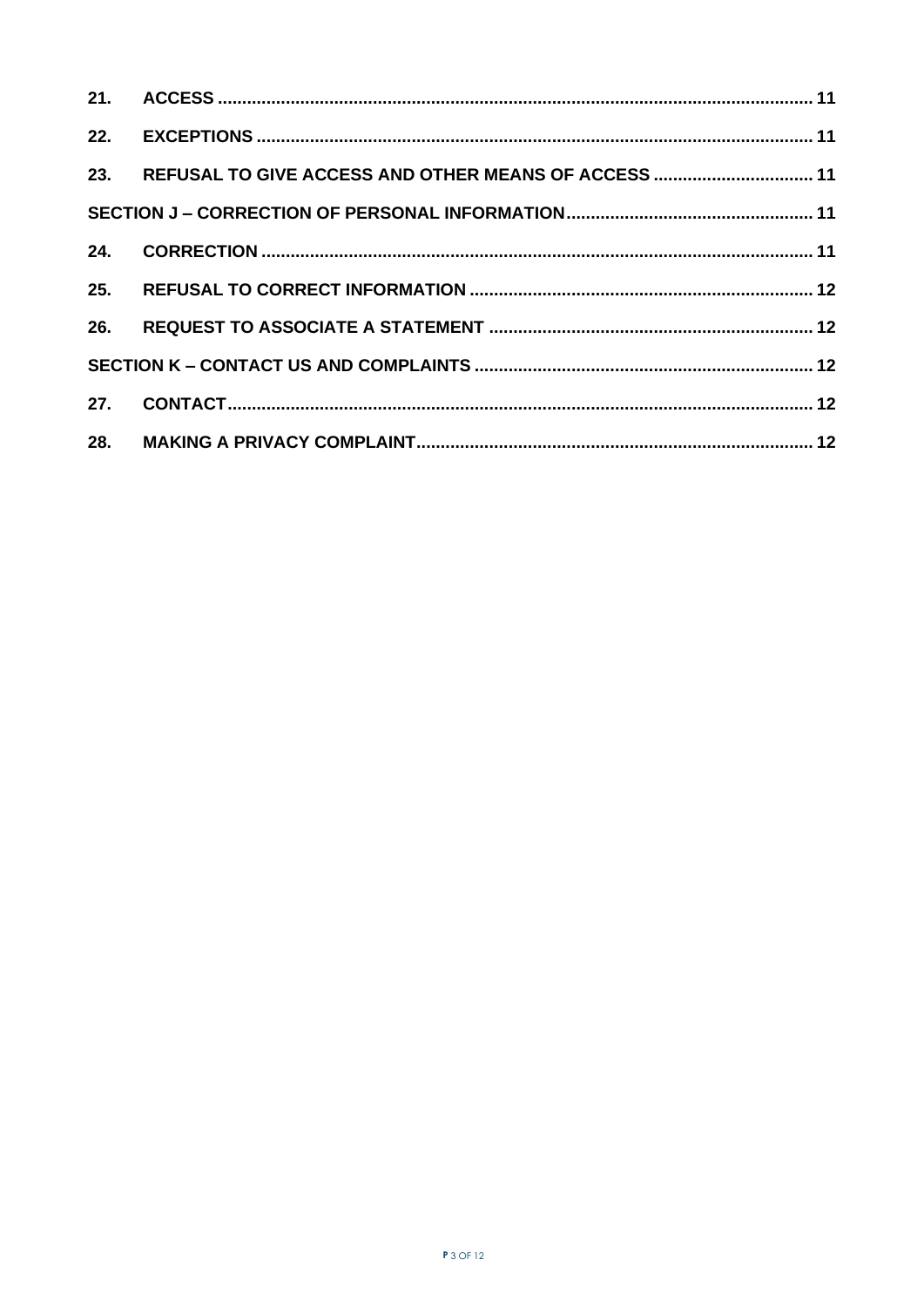21. ACCESS ..... 11

22. EXCEPTIONS ..... 11

23. REFUSAL TO GIVE ACCESS AND OTHER MEANS OF ACCESS ..... 11

SECTION J – CORRECTION OF PERSONAL INFORMATION ..... 11

24. CORRECTION ..... 11

25. REFUSAL TO CORRECT INFORMATION ..... 12

26. REQUEST TO ASSOCIATE A STATEMENT ..... 12

SECTION K – CONTACT US AND COMPLAINTS ..... 12

27. CONTACT ..... 12

28. MAKING A PRIVACY COMPLAINT ..... 12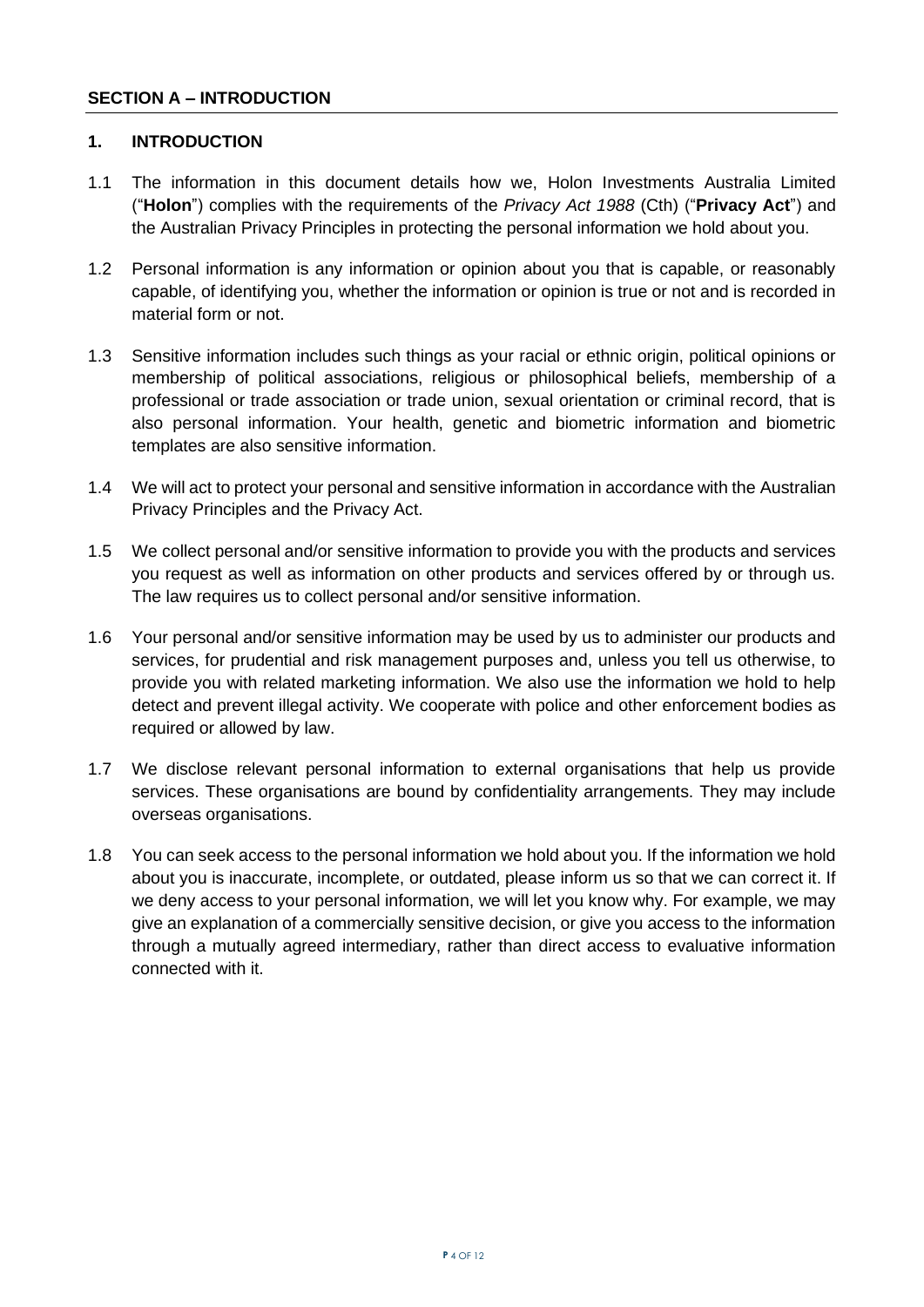## SECTION A – INTRODUCTION

### 1. INTRODUCTION

1.1 The information in this document details how we, Holon Investments Australia Limited ("**Holon**") complies with the requirements of the *Privacy Act 1988* (Cth) ("**Privacy Act**") and the Australian Privacy Principles in protecting the personal information we hold about you.

1.2 Personal information is any information or opinion about you that is capable, or reasonably capable, of identifying you, whether the information or opinion is true or not and is recorded in material form or not.

1.3 Sensitive information includes such things as your racial or ethnic origin, political opinions or membership of political associations, religious or philosophical beliefs, membership of a professional or trade association or trade union, sexual orientation or criminal record, that is also personal information. Your health, genetic and biometric information and biometric templates are also sensitive information.

1.4 We will act to protect your personal and sensitive information in accordance with the Australian Privacy Principles and the Privacy Act.

1.5 We collect personal and/or sensitive information to provide you with the products and services you request as well as information on other products and services offered by or through us. The law requires us to collect personal and/or sensitive information.

1.6 Your personal and/or sensitive information may be used by us to administer our products and services, for prudential and risk management purposes and, unless you tell us otherwise, to provide you with related marketing information. We also use the information we hold to help detect and prevent illegal activity. We cooperate with police and other enforcement bodies as required or allowed by law.

1.7 We disclose relevant personal information to external organisations that help us provide services. These organisations are bound by confidentiality arrangements. They may include overseas organisations.

1.8 You can seek access to the personal information we hold about you. If the information we hold about you is inaccurate, incomplete, or outdated, please inform us so that we can correct it. If we deny access to your personal information, we will let you know why. For example, we may give an explanation of a commercially sensitive decision, or give you access to the information through a mutually agreed intermediary, rather than direct access to evaluative information connected with it.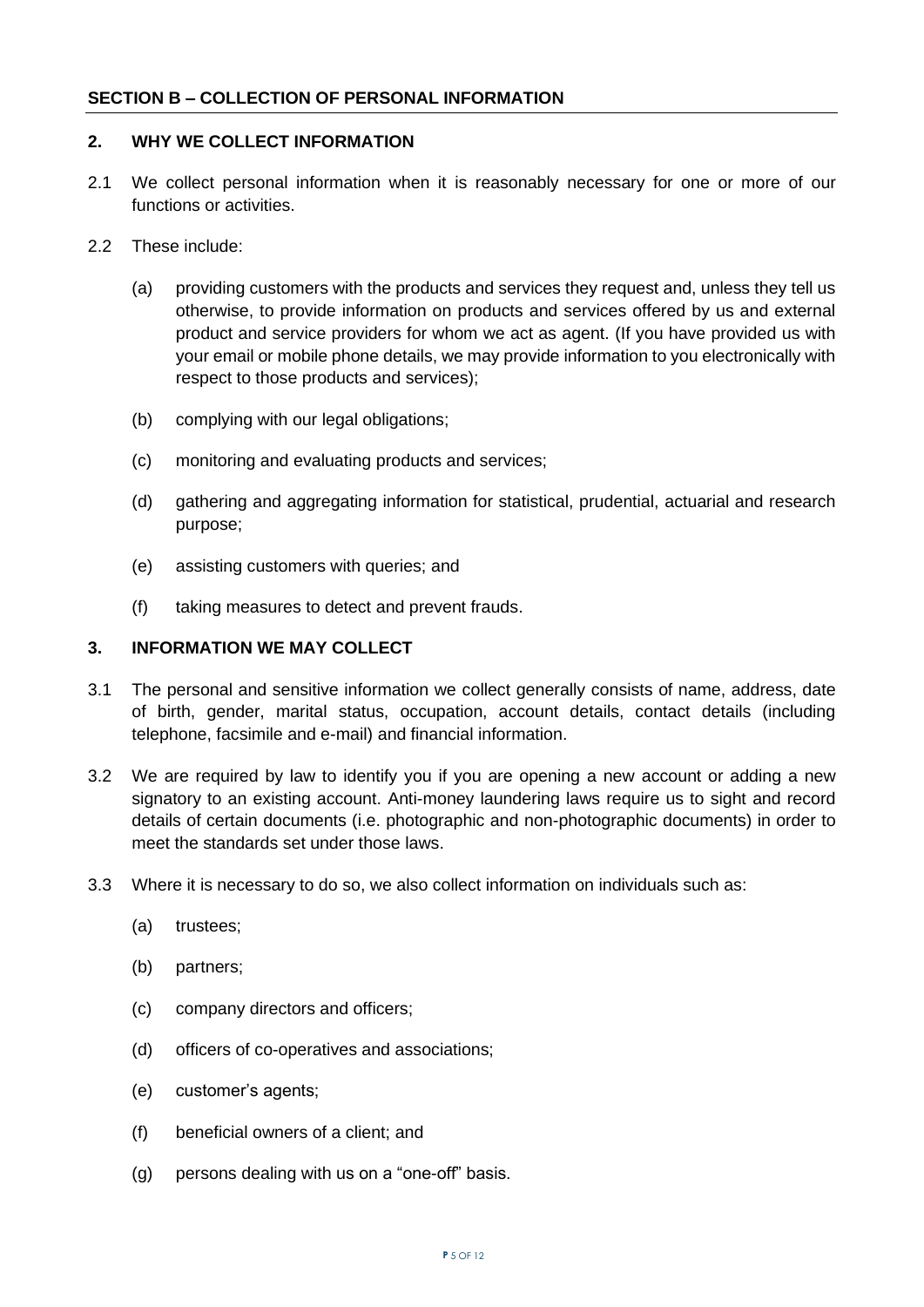## SECTION B – COLLECTION OF PERSONAL INFORMATION

### 2. WHY WE COLLECT INFORMATION

2.1 We collect personal information when it is reasonably necessary for one or more of our functions or activities.

2.2 These include:

(a) providing customers with the products and services they request and, unless they tell us otherwise, to provide information on products and services offered by us and external product and service providers for whom we act as agent. (If you have provided us with your email or mobile phone details, we may provide information to you electronically with respect to those products and services);

(b) complying with our legal obligations;

(c) monitoring and evaluating products and services;

(d) gathering and aggregating information for statistical, prudential, actuarial and research purpose;

(e) assisting customers with queries; and

(f) taking measures to detect and prevent frauds.

### 3. INFORMATION WE MAY COLLECT

3.1 The personal and sensitive information we collect generally consists of name, address, date of birth, gender, marital status, occupation, account details, contact details (including telephone, facsimile and e-mail) and financial information.

3.2 We are required by law to identify you if you are opening a new account or adding a new signatory to an existing account. Anti-money laundering laws require us to sight and record details of certain documents (i.e. photographic and non-photographic documents) in order to meet the standards set under those laws.

3.3 Where it is necessary to do so, we also collect information on individuals such as:

(a) trustees;

(b) partners;

(c) company directors and officers;

(d) officers of co-operatives and associations;

(e) customer's agents;

(f) beneficial owners of a client; and

(g) persons dealing with us on a "one-off" basis.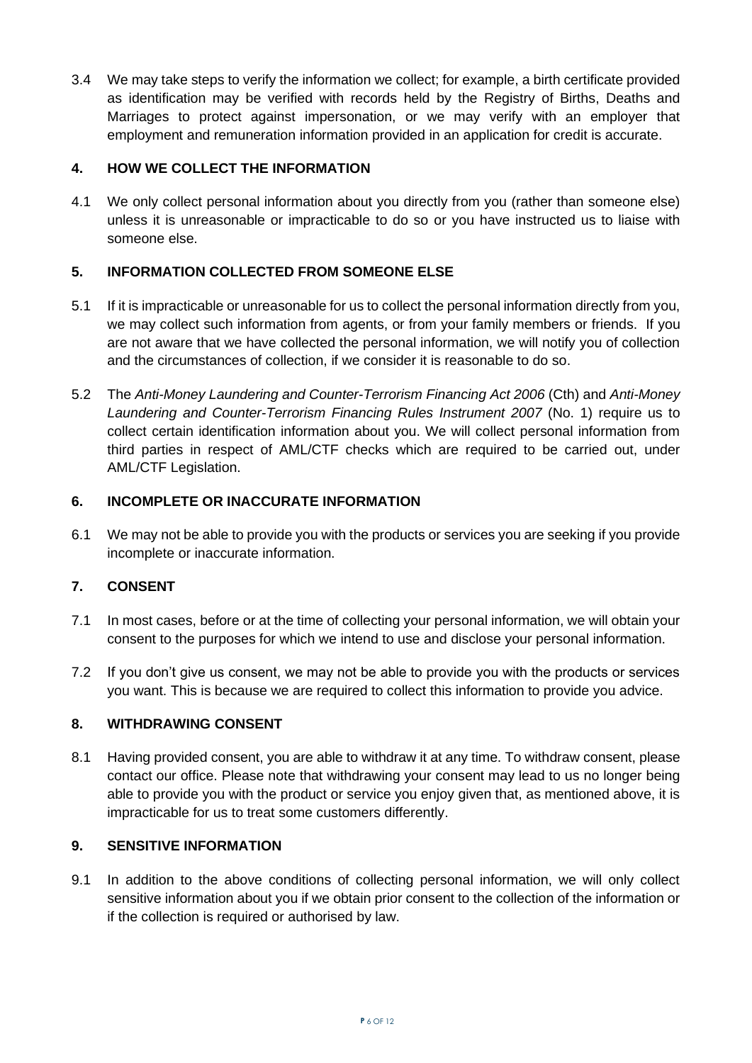3.4 We may take steps to verify the information we collect; for example, a birth certificate provided as identification may be verified with records held by the Registry of Births, Deaths and Marriages to protect against impersonation, or we may verify with an employer that employment and remuneration information provided in an application for credit is accurate.

## 4. HOW WE COLLECT THE INFORMATION

4.1 We only collect personal information about you directly from you (rather than someone else) unless it is unreasonable or impracticable to do so or you have instructed us to liaise with someone else.

## 5. INFORMATION COLLECTED FROM SOMEONE ELSE

5.1 If it is impracticable or unreasonable for us to collect the personal information directly from you, we may collect such information from agents, or from your family members or friends. If you are not aware that we have collected the personal information, we will notify you of collection and the circumstances of collection, if we consider it is reasonable to do so.

5.2 The *Anti-Money Laundering and Counter-Terrorism Financing Act 2006* (Cth) and *Anti-Money Laundering and Counter-Terrorism Financing Rules Instrument 2007* (No. 1) require us to collect certain identification information about you. We will collect personal information from third parties in respect of AML/CTF checks which are required to be carried out, under AML/CTF Legislation.

## 6. INCOMPLETE OR INACCURATE INFORMATION

6.1 We may not be able to provide you with the products or services you are seeking if you provide incomplete or inaccurate information.

## 7. CONSENT

7.1 In most cases, before or at the time of collecting your personal information, we will obtain your consent to the purposes for which we intend to use and disclose your personal information.

7.2 If you don't give us consent, we may not be able to provide you with the products or services you want. This is because we are required to collect this information to provide you advice.

## 8. WITHDRAWING CONSENT

8.1 Having provided consent, you are able to withdraw it at any time. To withdraw consent, please contact our office. Please note that withdrawing your consent may lead to us no longer being able to provide you with the product or service you enjoy given that, as mentioned above, it is impracticable for us to treat some customers differently.

## 9. SENSITIVE INFORMATION

9.1 In addition to the above conditions of collecting personal information, we will only collect sensitive information about you if we obtain prior consent to the collection of the information or if the collection is required or authorised by law.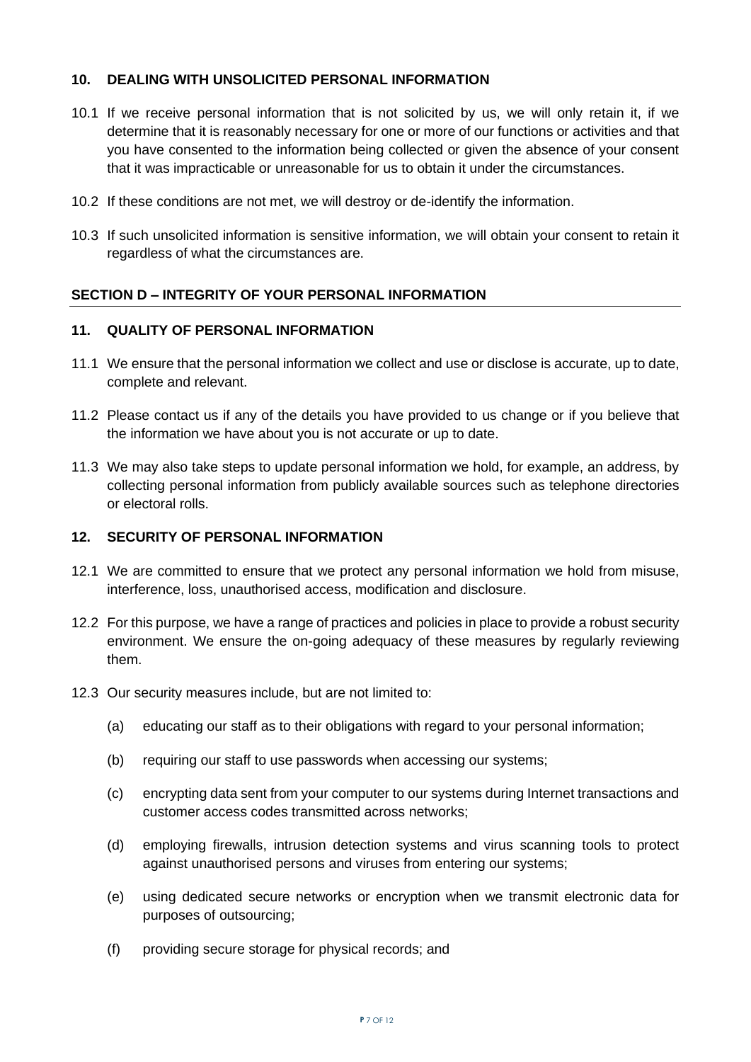## 10. DEALING WITH UNSOLICITED PERSONAL INFORMATION

10.1 If we receive personal information that is not solicited by us, we will only retain it, if we determine that it is reasonably necessary for one or more of our functions or activities and that you have consented to the information being collected or given the absence of your consent that it was impracticable or unreasonable for us to obtain it under the circumstances.

10.2 If these conditions are not met, we will destroy or de-identify the information.

10.3 If such unsolicited information is sensitive information, we will obtain your consent to retain it regardless of what the circumstances are.

# SECTION D – INTEGRITY OF YOUR PERSONAL INFORMATION

## 11. QUALITY OF PERSONAL INFORMATION

11.1 We ensure that the personal information we collect and use or disclose is accurate, up to date, complete and relevant.

11.2 Please contact us if any of the details you have provided to us change or if you believe that the information we have about you is not accurate or up to date.

11.3 We may also take steps to update personal information we hold, for example, an address, by collecting personal information from publicly available sources such as telephone directories or electoral rolls.

## 12. SECURITY OF PERSONAL INFORMATION

12.1 We are committed to ensure that we protect any personal information we hold from misuse, interference, loss, unauthorised access, modification and disclosure.

12.2 For this purpose, we have a range of practices and policies in place to provide a robust security environment. We ensure the on-going adequacy of these measures by regularly reviewing them.

12.3 Our security measures include, but are not limited to:

(a) educating our staff as to their obligations with regard to your personal information;

(b) requiring our staff to use passwords when accessing our systems;

(c) encrypting data sent from your computer to our systems during Internet transactions and customer access codes transmitted across networks;

(d) employing firewalls, intrusion detection systems and virus scanning tools to protect against unauthorised persons and viruses from entering our systems;

(e) using dedicated secure networks or encryption when we transmit electronic data for purposes of outsourcing;

(f) providing secure storage for physical records; and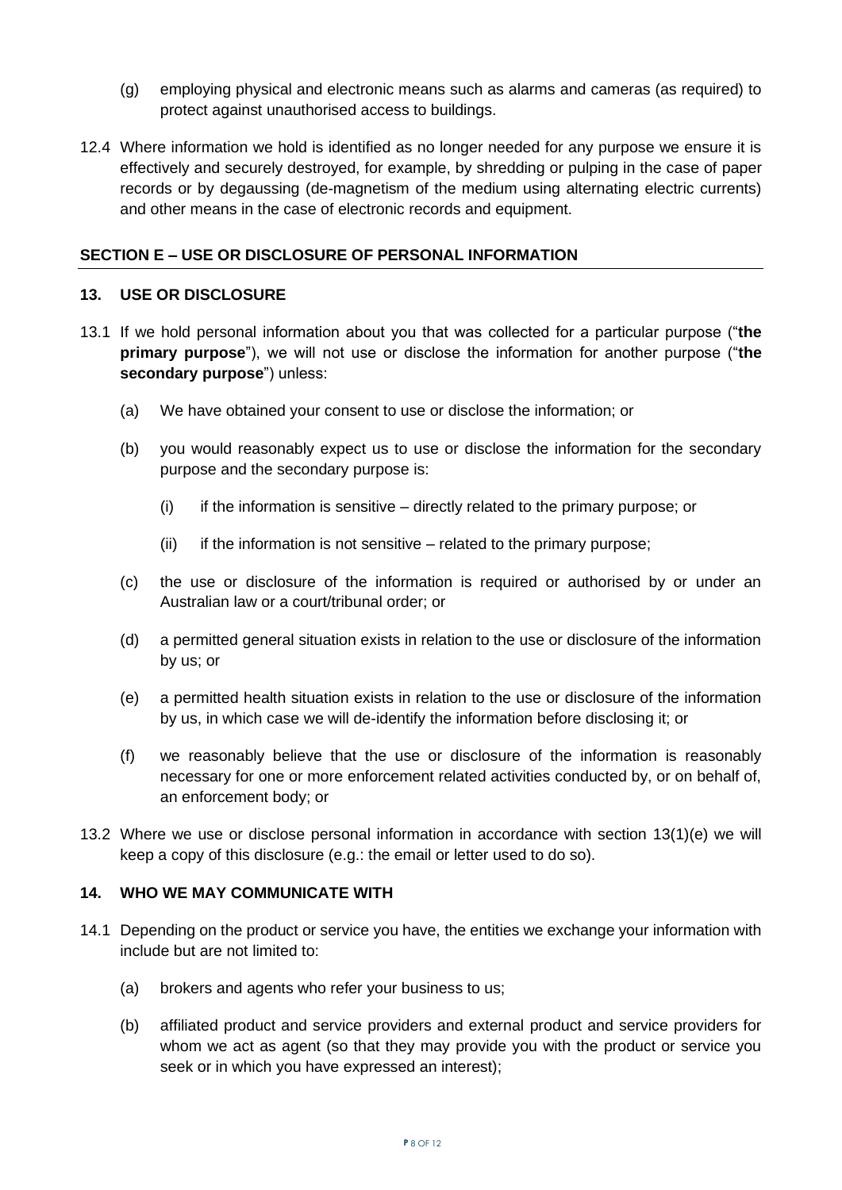(g) employing physical and electronic means such as alarms and cameras (as required) to protect against unauthorised access to buildings.

12.4 Where information we hold is identified as no longer needed for any purpose we ensure it is effectively and securely destroyed, for example, by shredding or pulping in the case of paper records or by degaussing (de-magnetism of the medium using alternating electric currents) and other means in the case of electronic records and equipment.

## SECTION E – USE OR DISCLOSURE OF PERSONAL INFORMATION

### 13. USE OR DISCLOSURE

13.1 If we hold personal information about you that was collected for a particular purpose ("**the primary purpose**"), we will not use or disclose the information for another purpose ("**the secondary purpose**") unless:

(a) We have obtained your consent to use or disclose the information; or

(b) you would reasonably expect us to use or disclose the information for the secondary purpose and the secondary purpose is:

(i) if the information is sensitive – directly related to the primary purpose; or

(ii) if the information is not sensitive – related to the primary purpose;

(c) the use or disclosure of the information is required or authorised by or under an Australian law or a court/tribunal order; or

(d) a permitted general situation exists in relation to the use or disclosure of the information by us; or

(e) a permitted health situation exists in relation to the use or disclosure of the information by us, in which case we will de-identify the information before disclosing it; or

(f) we reasonably believe that the use or disclosure of the information is reasonably necessary for one or more enforcement related activities conducted by, or on behalf of, an enforcement body; or

13.2 Where we use or disclose personal information in accordance with section 13(1)(e) we will keep a copy of this disclosure (e.g.: the email or letter used to do so).

### 14. WHO WE MAY COMMUNICATE WITH

14.1 Depending on the product or service you have, the entities we exchange your information with include but are not limited to:

(a) brokers and agents who refer your business to us;

(b) affiliated product and service providers and external product and service providers for whom we act as agent (so that they may provide you with the product or service you seek or in which you have expressed an interest);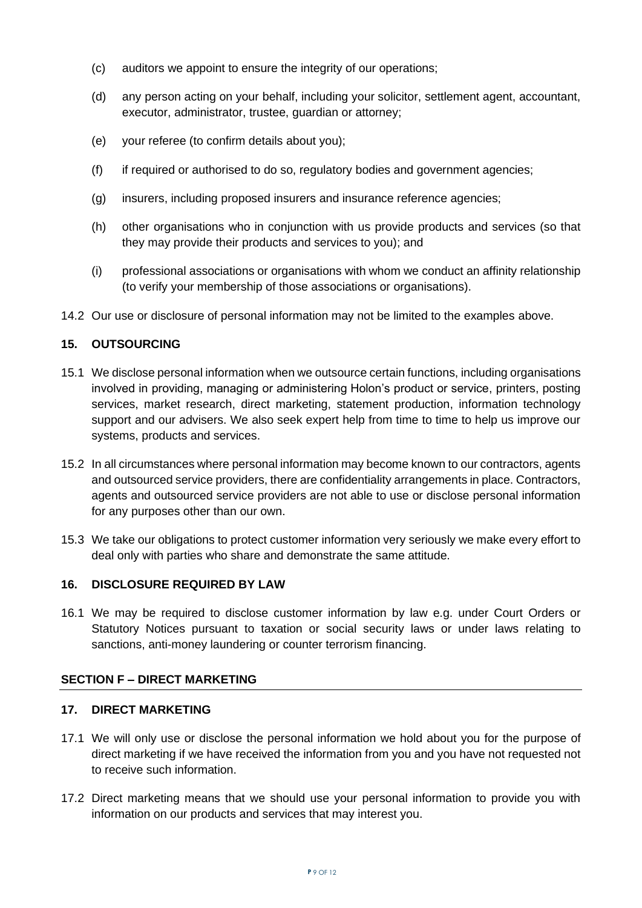(c) auditors we appoint to ensure the integrity of our operations;

(d) any person acting on your behalf, including your solicitor, settlement agent, accountant, executor, administrator, trustee, guardian or attorney;

(e) your referee (to confirm details about you);

(f) if required or authorised to do so, regulatory bodies and government agencies;

(g) insurers, including proposed insurers and insurance reference agencies;

(h) other organisations who in conjunction with us provide products and services (so that they may provide their products and services to you); and

(i) professional associations or organisations with whom we conduct an affinity relationship (to verify your membership of those associations or organisations).

14.2 Our use or disclosure of personal information may not be limited to the examples above.

### 15. OUTSOURCING

15.1 We disclose personal information when we outsource certain functions, including organisations involved in providing, managing or administering Holon's product or service, printers, posting services, market research, direct marketing, statement production, information technology support and our advisers. We also seek expert help from time to time to help us improve our systems, products and services.

15.2 In all circumstances where personal information may become known to our contractors, agents and outsourced service providers, there are confidentiality arrangements in place. Contractors, agents and outsourced service providers are not able to use or disclose personal information for any purposes other than our own.

15.3 We take our obligations to protect customer information very seriously we make every effort to deal only with parties who share and demonstrate the same attitude.

### 16. DISCLOSURE REQUIRED BY LAW

16.1 We may be required to disclose customer information by law e.g. under Court Orders or Statutory Notices pursuant to taxation or social security laws or under laws relating to sanctions, anti-money laundering or counter terrorism financing.

## SECTION F – DIRECT MARKETING

### 17. DIRECT MARKETING

17.1 We will only use or disclose the personal information we hold about you for the purpose of direct marketing if we have received the information from you and you have not requested not to receive such information.

17.2 Direct marketing means that we should use your personal information to provide you with information on our products and services that may interest you.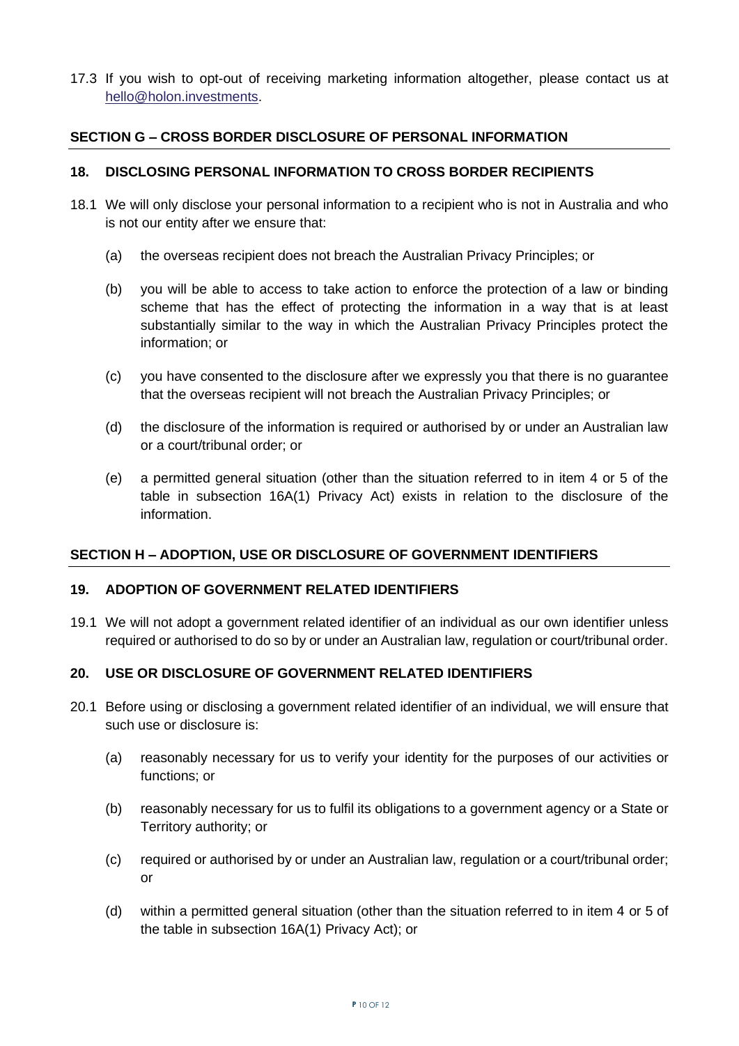17.3 If you wish to opt-out of receiving marketing information altogether, please contact us at [hello@holon.investments](mailto:hello@holon.investments).

## SECTION G – CROSS BORDER DISCLOSURE OF PERSONAL INFORMATION

### 18. DISCLOSING PERSONAL INFORMATION TO CROSS BORDER RECIPIENTS

18.1 We will only disclose your personal information to a recipient who is not in Australia and who is not our entity after we ensure that:

(a) the overseas recipient does not breach the Australian Privacy Principles; or

(b) you will be able to access to take action to enforce the protection of a law or binding scheme that has the effect of protecting the information in a way that is at least substantially similar to the way in which the Australian Privacy Principles protect the information; or

(c) you have consented to the disclosure after we expressly you that there is no guarantee that the overseas recipient will not breach the Australian Privacy Principles; or

(d) the disclosure of the information is required or authorised by or under an Australian law or a court/tribunal order; or

(e) a permitted general situation (other than the situation referred to in item 4 or 5 of the table in subsection 16A(1) Privacy Act) exists in relation to the disclosure of the information.

## SECTION H – ADOPTION, USE OR DISCLOSURE OF GOVERNMENT IDENTIFIERS

### 19. ADOPTION OF GOVERNMENT RELATED IDENTIFIERS

19.1 We will not adopt a government related identifier of an individual as our own identifier unless required or authorised to do so by or under an Australian law, regulation or court/tribunal order.

### 20. USE OR DISCLOSURE OF GOVERNMENT RELATED IDENTIFIERS

20.1 Before using or disclosing a government related identifier of an individual, we will ensure that such use or disclosure is:

(a) reasonably necessary for us to verify your identity for the purposes of our activities or functions; or

(b) reasonably necessary for us to fulfil its obligations to a government agency or a State or Territory authority; or

(c) required or authorised by or under an Australian law, regulation or a court/tribunal order; or

(d) within a permitted general situation (other than the situation referred to in item 4 or 5 of the table in subsection 16A(1) Privacy Act); or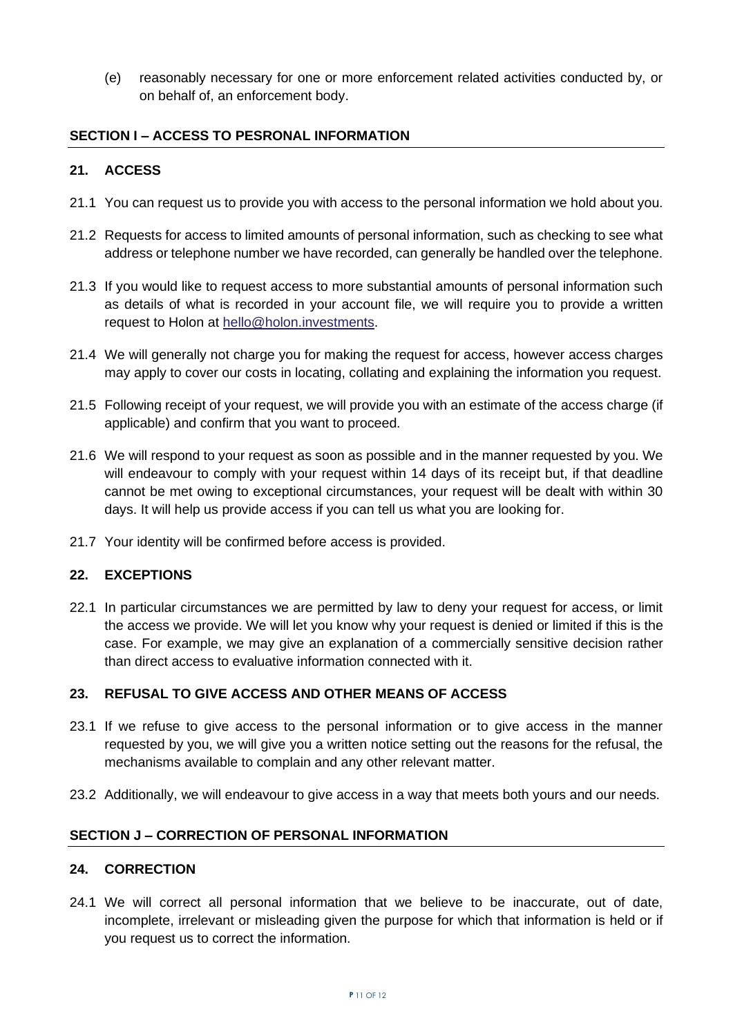(e) reasonably necessary for one or more enforcement related activities conducted by, or on behalf of, an enforcement body.

## SECTION I – ACCESS TO PESRONAL INFORMATION

### 21. ACCESS

21.1 You can request us to provide you with access to the personal information we hold about you.

21.2 Requests for access to limited amounts of personal information, such as checking to see what address or telephone number we have recorded, can generally be handled over the telephone.

21.3 If you would like to request access to more substantial amounts of personal information such as details of what is recorded in your account file, we will require you to provide a written request to Holon at hello@holon.investments.

21.4 We will generally not charge you for making the request for access, however access charges may apply to cover our costs in locating, collating and explaining the information you request.

21.5 Following receipt of your request, we will provide you with an estimate of the access charge (if applicable) and confirm that you want to proceed.

21.6 We will respond to your request as soon as possible and in the manner requested by you. We will endeavour to comply with your request within 14 days of its receipt but, if that deadline cannot be met owing to exceptional circumstances, your request will be dealt with within 30 days. It will help us provide access if you can tell us what you are looking for.

21.7 Your identity will be confirmed before access is provided.

### 22. EXCEPTIONS

22.1 In particular circumstances we are permitted by law to deny your request for access, or limit the access we provide. We will let you know why your request is denied or limited if this is the case. For example, we may give an explanation of a commercially sensitive decision rather than direct access to evaluative information connected with it.

### 23. REFUSAL TO GIVE ACCESS AND OTHER MEANS OF ACCESS

23.1 If we refuse to give access to the personal information or to give access in the manner requested by you, we will give you a written notice setting out the reasons for the refusal, the mechanisms available to complain and any other relevant matter.

23.2 Additionally, we will endeavour to give access in a way that meets both yours and our needs.

## SECTION J – CORRECTION OF PERSONAL INFORMATION

### 24. CORRECTION

24.1 We will correct all personal information that we believe to be inaccurate, out of date, incomplete, irrelevant or misleading given the purpose for which that information is held or if you request us to correct the information.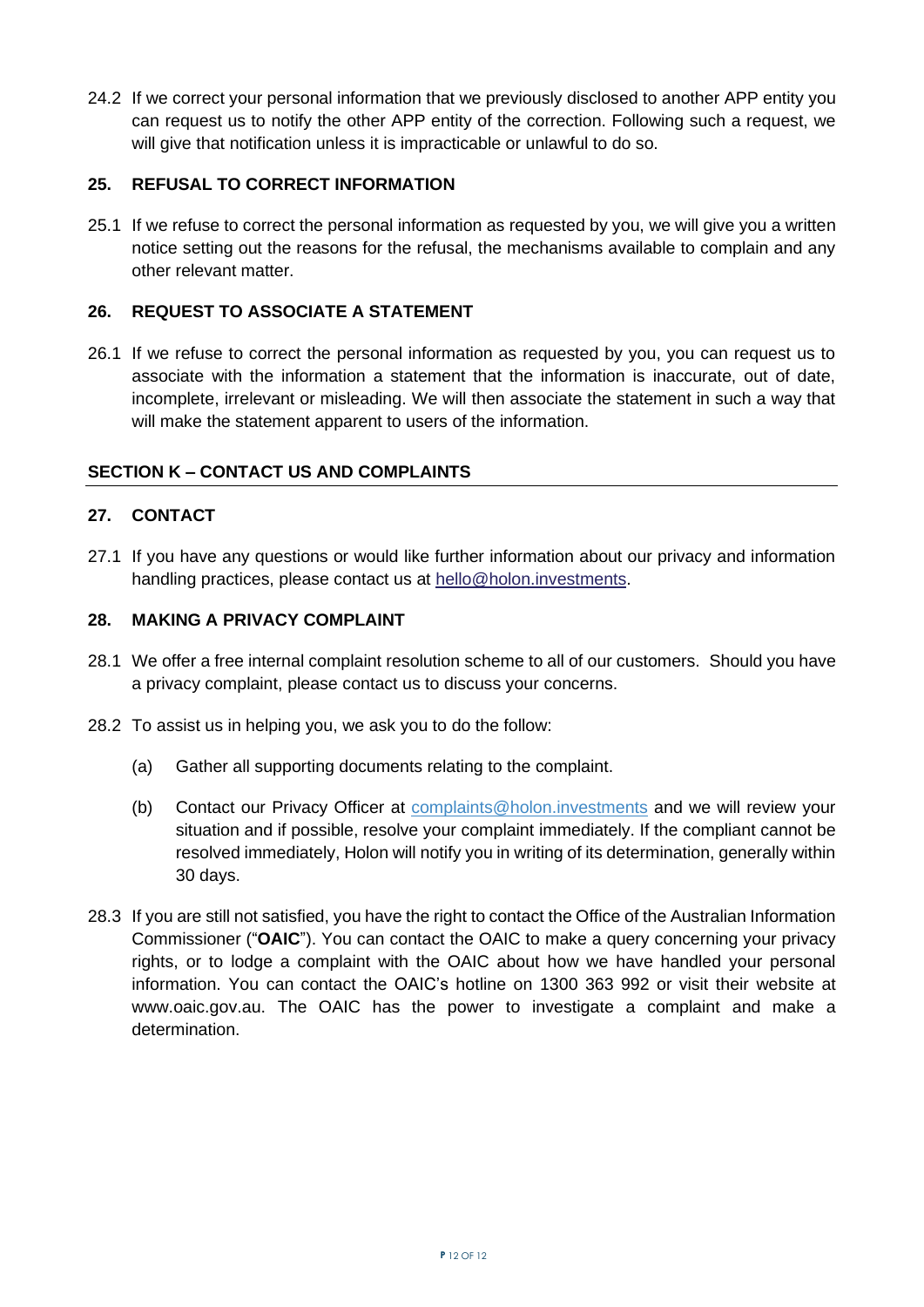24.2 If we correct your personal information that we previously disclosed to another APP entity you can request us to notify the other APP entity of the correction. Following such a request, we will give that notification unless it is impracticable or unlawful to do so.

### 25. REFUSAL TO CORRECT INFORMATION

25.1 If we refuse to correct the personal information as requested by you, we will give you a written notice setting out the reasons for the refusal, the mechanisms available to complain and any other relevant matter.

### 26. REQUEST TO ASSOCIATE A STATEMENT

26.1 If we refuse to correct the personal information as requested by you, you can request us to associate with the information a statement that the information is inaccurate, out of date, incomplete, irrelevant or misleading. We will then associate the statement in such a way that will make the statement apparent to users of the information.

## SECTION K – CONTACT US AND COMPLAINTS

### 27. CONTACT

27.1 If you have any questions or would like further information about our privacy and information handling practices, please contact us at hello@holon.investments.

### 28. MAKING A PRIVACY COMPLAINT

28.1 We offer a free internal complaint resolution scheme to all of our customers. Should you have a privacy complaint, please contact us to discuss your concerns.

28.2 To assist us in helping you, we ask you to do the follow:

(a) Gather all supporting documents relating to the complaint.

(b) Contact our Privacy Officer at complaints@holon.investments and we will review your situation and if possible, resolve your complaint immediately. If the compliant cannot be resolved immediately, Holon will notify you in writing of its determination, generally within 30 days.

28.3 If you are still not satisfied, you have the right to contact the Office of the Australian Information Commissioner ("**OAIC**"). You can contact the OAIC to make a query concerning your privacy rights, or to lodge a complaint with the OAIC about how we have handled your personal information. You can contact the OAIC's hotline on 1300 363 992 or visit their website at www.oaic.gov.au. The OAIC has the power to investigate a complaint and make a determination.